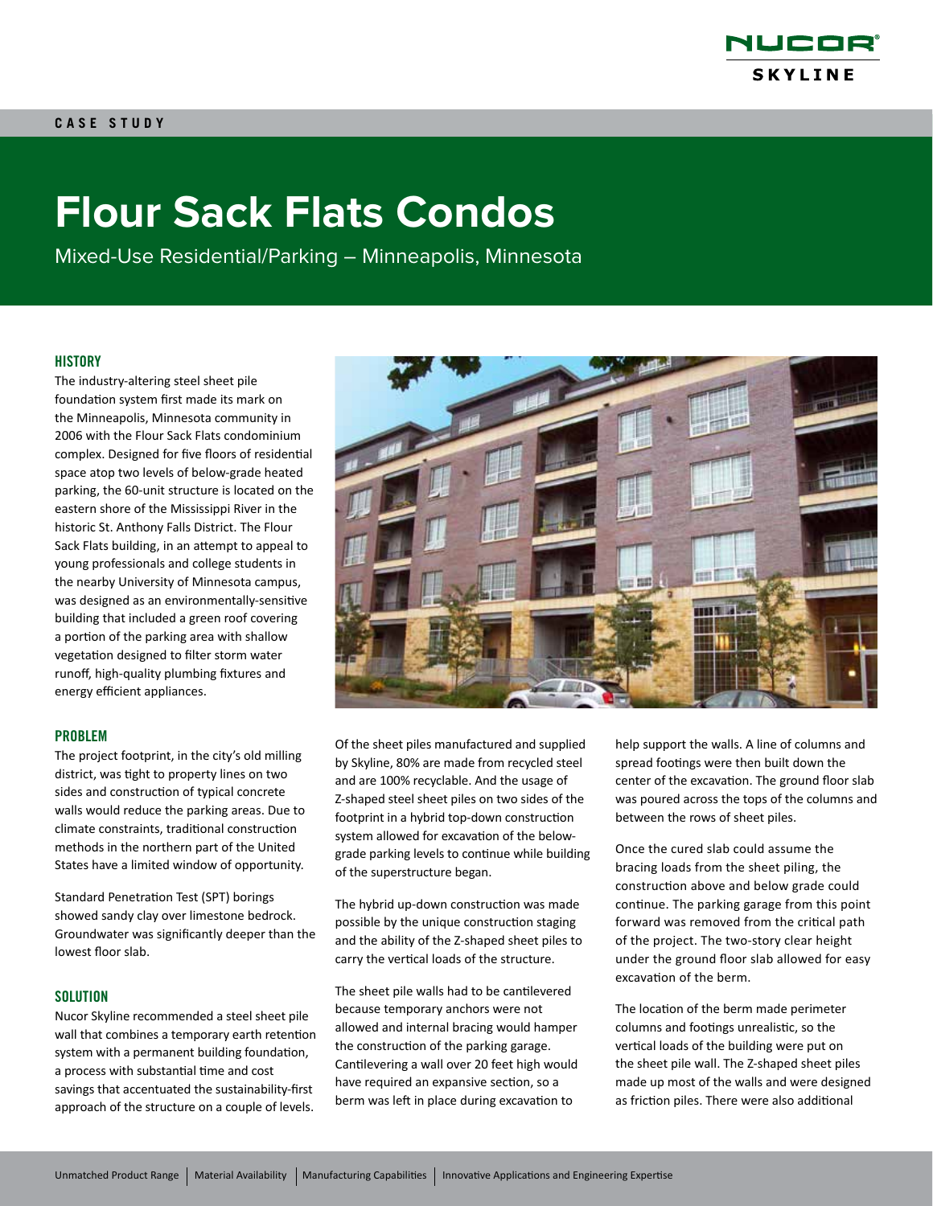CASE STUDY

# Flour Sack Flats Condos

Mixed-Use Residential/Parking – Minneapolis, Minnesota

## HISTORY

The industry-altering steel sheet pile foundation system first made its mark on the Minneapolis, Minnesota community in 2006 with the Flour Sack Flats condominium complex. Designed for five floors of residential space atop two levels of below-grade heated parking, the 60-unit structure is located on the eastern shore of the Mississippi River in the historic St. Anthony Falls District. The Flour Sack Flats building, in an attempt to appeal to young professionals and college students in the nearby University of Minnesota campus, was designed as an environmentally-sensitive building that included a green roof covering a portion of the parking area with shallow vegetation designed to filter storm water runoff, high-quality plumbing fixtures and energy efficient appliances.

## PROBLEM

The project footprint, in the city's old milling district, was tight to property lines on two sides and construction of typical concrete walls would reduce the parking areas. Due to climate constraints, traditional construction methods in the northern part of the United States have a limited window of opportunity.

Standard Penetration Test (SPT) borings showed sandy clay over limestone bedrock. Groundwater was significantly deeper than the lowest floor slab.

## SOLUTION

Nucor Skyline recommended a steel sheet pile wall that combines a temporary earth retention system with a permanent building foundation, a process with substantial time and cost savings that accentuated the sustainability-first approach of the structure on a couple of levels.

Of the sheet piles manufactured and supplied by Skyline, 80% are made from recycled steel and are 100% recyclable. And the usage of Z-shaped steel sheet piles on two sides of the footprint in a hybrid top-down construction system allowed for excavation of the below-grade parking levels to continue while building of the superstructure began.

The hybrid up-down construction was made possible by the unique construction staging and the ability of the Z-shaped sheet piles to carry the vertical loads of the structure.

The sheet pile walls had to be cantilevered because temporary anchors were not allowed and internal bracing would hamper the construction of the parking garage. Cantilevering a wall over 20 feet high would have required an expansive section, so a berm was left in place during excavation to help support the walls. A line of columns and spread footings were then built down the center of the excavation. The ground floor slab was poured across the tops of the columns and between the rows of sheet piles.

Once the cured slab could assume the bracing loads from the sheet piling, the construction above and below grade could continue. The parking garage from this point forward was removed from the critical path of the project. The two-story clear height under the ground floor slab allowed for easy excavation of the berm.

The location of the berm made perimeter columns and footings unrealistic, so the vertical loads of the building were put on the sheet pile wall. The Z-shaped sheet piles made up most of the walls and were designed as friction piles. There were also additional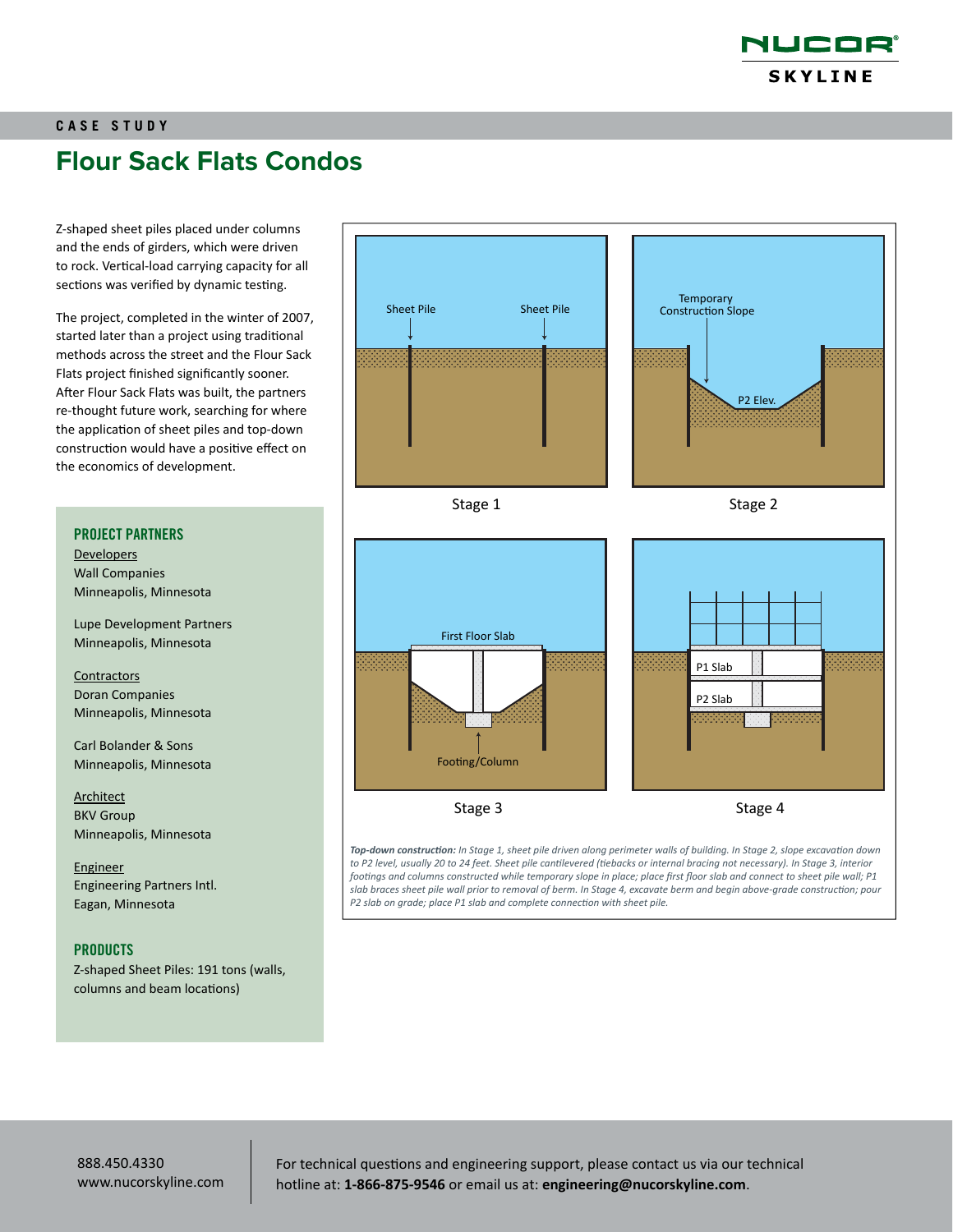# Flour Sack Flats Condos

Z-shaped sheet piles placed under columns and the ends of girders, which were driven to rock. Vertical-load carrying capacity for all sections was verified by dynamic testing.

The project, completed in the winter of 2007, started later than a project using traditional methods across the street and the Flour Sack Flats project finished significantly sooner. After Flour Sack Flats was built, the partners re-thought future work, searching for where the application of sheet piles and top-down construction would have a positive effect on the economics of development.

Sheet Pile
Sheet Pile
Stage 1

Temporary Construction Slope
P2 Elev.
Stage 2

First Floor Slab
Footing/Column
Stage 3

P1 Slab
P2 Slab
Stage 4

***Top-down construction:*** *In Stage 1, sheet pile driven along perimeter walls of building. In Stage 2, slope excavation down to P2 level, usually 20 to 24 feet. Sheet pile cantilevered (tiebacks or internal bracing not necessary). In Stage 3, interior footings and columns constructed while temporary slope in place; place first floor slab and connect to sheet pile wall; P1 slab braces sheet pile wall prior to removal of berm. In Stage 4, excavate berm and begin above-grade construction; pour P2 slab on grade; place P1 slab and complete connection with sheet pile.*

## PROJECT PARTNERS

Developers
Wall Companies
Minneapolis, Minnesota

Lupe Development Partners
Minneapolis, Minnesota

Contractors
Doran Companies
Minneapolis, Minnesota

Carl Bolander & Sons
Minneapolis, Minnesota

Architect
BKV Group
Minneapolis, Minnesota

Engineer
Engineering Partners Intl.
Eagan, Minnesota

## PRODUCTS

Z-shaped Sheet Piles: 191 tons (walls, columns and beam locations)

888.450.4330
www.nucorskyline.com

For technical questions and engineering support, please contact us via our technical hotline at: **1-866-875-9546** or email us at: **engineering@nucorskyline.com**.